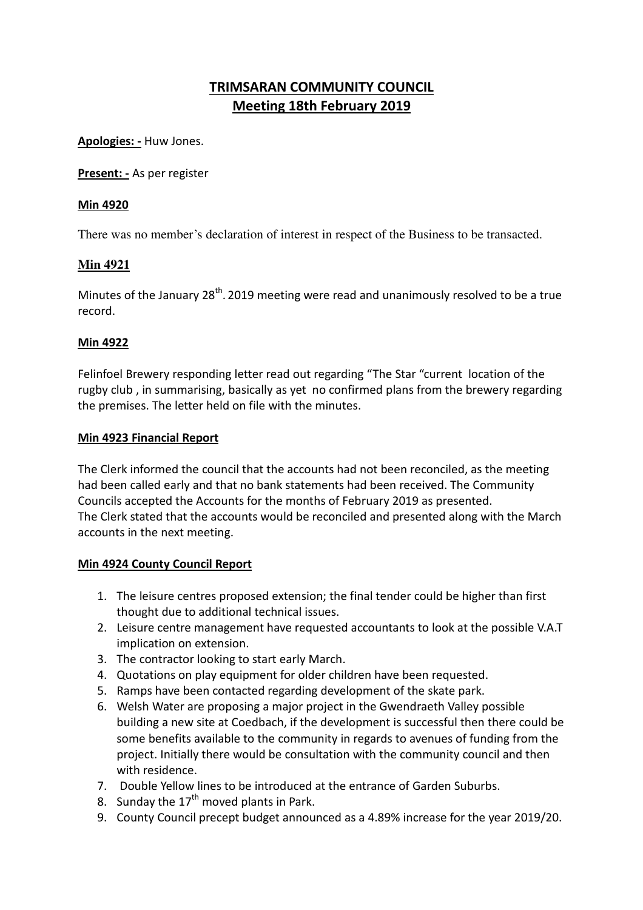# TRIMSARAN COMMUNITY COUNCIL
## Meeting 18th February 2019

**Apologies: -** Huw Jones.

**Present: -** As per register

**Min 4920**

There was no member's declaration of interest in respect of the Business to be transacted.

**Min 4921**

Minutes of the January 28th. 2019 meeting were read and unanimously resolved to be a true record.

**Min 4922**

Felinfoel Brewery responding letter read out regarding "The Star "current location of the rugby club , in summarising, basically as yet no confirmed plans from the brewery regarding the premises. The letter held on file with the minutes.

**Min 4923 Financial Report**

The Clerk informed the council that the accounts had not been reconciled, as the meeting had been called early and that no bank statements had been received. The Community Councils accepted the Accounts for the months of February 2019 as presented.
The Clerk stated that the accounts would be reconciled and presented along with the March accounts in the next meeting.

**Min 4924 County Council Report**

1. The leisure centres proposed extension; the final tender could be higher than first thought due to additional technical issues.
2. Leisure centre management have requested accountants to look at the possible V.A.T implication on extension.
3. The contractor looking to start early March.
4. Quotations on play equipment for older children have been requested.
5. Ramps have been contacted regarding development of the skate park.
6. Welsh Water are proposing a major project in the Gwendraeth Valley possible building a new site at Coedbach, if the development is successful then there could be some benefits available to the community in regards to avenues of funding from the project. Initially there would be consultation with the community council and then with residence.
7. Double Yellow lines to be introduced at the entrance of Garden Suburbs.
8. Sunday the 17th moved plants in Park.
9. County Council precept budget announced as a 4.89% increase for the year 2019/20.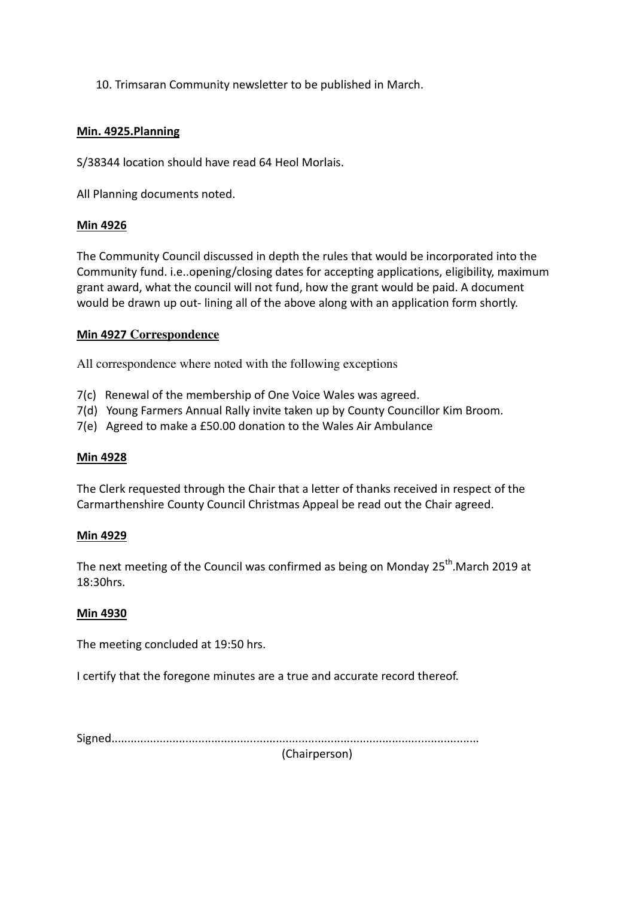10. Trimsaran Community newsletter to be published in March.

**Min. 4925.Planning**

S/38344 location should have read 64 Heol Morlais.

All Planning documents noted.

**Min 4926**

The Community Council discussed in depth the rules that would be incorporated into the Community fund. i.e..opening/closing dates for accepting applications, eligibility, maximum grant award, what the council will not fund, how the grant would be paid. A document would be drawn up out- lining all of the above along with an application form shortly.

**Min 4927 Correspondence**

All correspondence where noted with the following exceptions

7(c) Renewal of the membership of One Voice Wales was agreed.
7(d) Young Farmers Annual Rally invite taken up by County Councillor Kim Broom.
7(e) Agreed to make a £50.00 donation to the Wales Air Ambulance

**Min 4928**

The Clerk requested through the Chair that a letter of thanks received in respect of the Carmarthenshire County Council Christmas Appeal be read out the Chair agreed.

**Min 4929**

The next meeting of the Council was confirmed as being on Monday 25th.March 2019 at 18:30hrs.

**Min 4930**

The meeting concluded at 19:50 hrs.

I certify that the foregone minutes are a true and accurate record thereof.

Signed.................................................................................................................

(Chairperson)